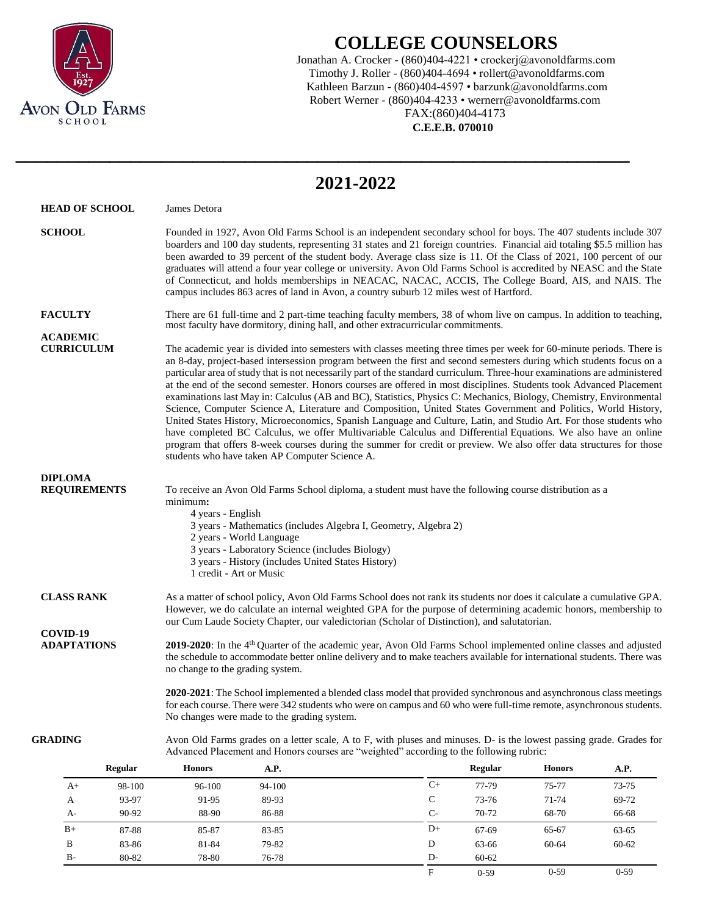# COLLEGE COUNSELORS

Jonathan A. Crocker - (860)404-4221 • crockerj@avonoldfarms.com
Timothy J. Roller - (860)404-4694 • rollert@avonoldfarms.com
Kathleen Barzun - (860)404-4597 • barzunk@avonoldfarms.com
Robert Werner - (860)404-4233 • wernerr@avonoldfarms.com
FAX:(860)404-4173
**C.E.E.B. 070010**

# 2021-2022

**HEAD OF SCHOOL**

James Detora

**SCHOOL**

Founded in 1927, Avon Old Farms School is an independent secondary school for boys. The 407 students include 307 boarders and 100 day students, representing 31 states and 21 foreign countries. Financial aid totaling $5.5 million has been awarded to 39 percent of the student body. Average class size is 11. Of the Class of 2021, 100 percent of our graduates will attend a four year college or university. Avon Old Farms School is accredited by NEASC and the State of Connecticut, and holds memberships in NEACAC, NACAC, ACCIS, The College Board, AIS, and NAIS. The campus includes 863 acres of land in Avon, a country suburb 12 miles west of Hartford.

**FACULTY**

There are 61 full-time and 2 part-time teaching faculty members, 38 of whom live on campus. In addition to teaching, most faculty have dormitory, dining hall, and other extracurricular commitments.

**ACADEMIC CURRICULUM**

The academic year is divided into semesters with classes meeting three times per week for 60-minute periods. There is an 8-day, project-based intersession program between the first and second semesters during which students focus on a particular area of study that is not necessarily part of the standard curriculum. Three-hour examinations are administered at the end of the second semester. Honors courses are offered in most disciplines. Students took Advanced Placement examinations last May in: Calculus (AB and BC), Statistics, Physics C: Mechanics, Biology, Chemistry, Environmental Science, Computer Science A, Literature and Composition, United States Government and Politics, World History, United States History, Microeconomics, Spanish Language and Culture, Latin, and Studio Art. For those students who have completed BC Calculus, we offer Multivariable Calculus and Differential Equations. We also have an online program that offers 8-week courses during the summer for credit or preview. We also offer data structures for those students who have taken AP Computer Science A.

**DIPLOMA REQUIREMENTS**

To receive an Avon Old Farms School diploma, a student must have the following course distribution as a minimum**:**

- 4 years - English
- 3 years - Mathematics (includes Algebra I, Geometry, Algebra 2)
- 2 years - World Language
- 3 years - Laboratory Science (includes Biology)
- 3 years - History (includes United States History)
- 1 credit - Art or Music

**CLASS RANK**

As a matter of school policy, Avon Old Farms School does not rank its students nor does it calculate a cumulative GPA. However, we do calculate an internal weighted GPA for the purpose of determining academic honors, membership to our Cum Laude Society Chapter, our valedictorian (Scholar of Distinction), and salutatorian.

**COVID-19 ADAPTATIONS**

**2019-2020**: In the 4th Quarter of the academic year, Avon Old Farms School implemented online classes and adjusted the schedule to accommodate better online delivery and to make teachers available for international students. There was no change to the grading system.

**2020-2021**: The School implemented a blended class model that provided synchronous and asynchronous class meetings for each course. There were 342 students who were on campus and 60 who were full-time remote, asynchronous students. No changes were made to the grading system.

**GRADING**

Avon Old Farms grades on a letter scale, A to F, with pluses and minuses. D- is the lowest passing grade. Grades for Advanced Placement and Honors courses are "weighted" according to the following rubric:

| | Regular | Honors | A.P. |
|---|---|---|---|
| A+ | 98-100 | 96-100 | 94-100 |
| A | 93-97 | 91-95 | 89-93 |
| A- | 90-92 | 88-90 | 86-88 |
| B+ | 87-88 | 85-87 | 83-85 |
| B | 83-86 | 81-84 | 79-82 |
| B- | 80-82 | 78-80 | 76-78 |
| C+ | 77-79 | 75-77 | 73-75 |
| C | 73-76 | 71-74 | 69-72 |
| C- | 70-72 | 68-70 | 66-68 |
| D+ | 67-69 | 65-67 | 63-65 |
| D | 63-66 | 60-64 | 60-62 |
| D- | 60-62 | | |
| F | 0-59 | 0-59 | 0-59 |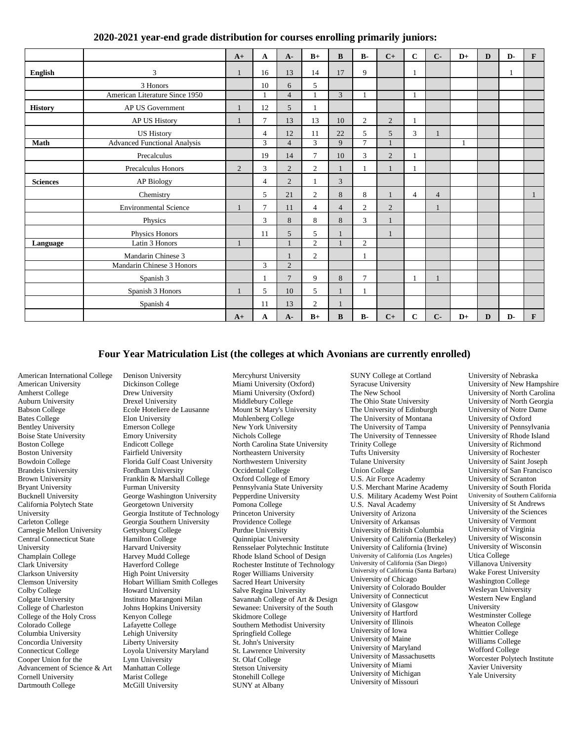## 2020-2021 year-end grade distribution for courses enrolling primarily juniors:

| | | A+ | A | A- | B+ | B | B- | C+ | C | C- | D+ | D | D- | F |
|---|---|---|---|---|---|---|---|---|---|---|---|---|---|---|
| **English** | 3 | 1 | 16 | 13 | 14 | 17 | 9 | | 1 | | | | 1 | |
| | 3 Honors | | 10 | 6 | 5 | | | | | | | | | |
| | American Literature Since 1950 | | 1 | 4 | 1 | 3 | 1 | | 1 | | | | | |
| **History** | AP US Government | 1 | 12 | 5 | 1 | | | | | | | | | |
| | AP US History | 1 | 7 | 13 | 13 | 10 | 2 | 2 | 1 | | | | | |
| | US History | | 4 | 12 | 11 | 22 | 5 | 5 | 3 | 1 | | | | |
| **Math** | Advanced Functional Analysis | | 3 | 4 | 3 | 9 | 7 | 1 | | | 1 | | | |
| | Precalculus | | 19 | 14 | 7 | 10 | 3 | 2 | 1 | | | | | |
| | Precalculus Honors | 2 | 3 | 2 | 2 | 1 | 1 | 1 | 1 | | | | | |
| **Sciences** | AP Biology | | 4 | 2 | 1 | 3 | | | | | | | | |
| | Chemistry | | 5 | 21 | 2 | 8 | 8 | 1 | 4 | 4 | | | | 1 |
| | Environmental Science | 1 | 7 | 11 | 4 | 4 | 2 | 2 | | 1 | | | | |
| | Physics | | 3 | 8 | 8 | 8 | 3 | 1 | | | | | | |
| | Physics Honors | | 11 | 5 | 5 | 1 | | 1 | | | | | | |
| **Language** | Latin 3 Honors | 1 | | 1 | 2 | 1 | 2 | | | | | | | |
| | Mandarin Chinese 3 | | | 1 | 2 | | 1 | | | | | | | |
| | Mandarin Chinese 3 Honors | | 3 | 2 | | | | | | | | | | |
| | Spanish 3 | | 1 | 7 | 9 | 8 | 7 | | 1 | 1 | | | | |
| | Spanish 3 Honors | 1 | 5 | 10 | 5 | 1 | 1 | | | | | | | |
| | Spanish 4 | | 11 | 13 | 2 | 1 | | | | | | | | |
| | | A+ | A | A- | B+ | B | B- | C+ | C | C- | D+ | D | D- | F |

## Four Year Matriculation List (the colleges at which Avonians are currently enrolled)

American International College
American University
Amherst College
Auburn University
Babson College
Bates College
Bentley University
Boise State University
Boston College
Boston University
Bowdoin College
Brandeis University
Brown University
Bryant University
Bucknell University
California Polytech State University
Carleton College
Carnegie Mellon University
Central Connecticut State University
Champlain College
Clark University
Clarkson University
Clemson University
Colby College
Colgate University
College of Charleston
College of the Holy Cross
Colorado College
Columbia University
Concordia University
Connecticut College
Cooper Union for the Advancement of Science & Art
Cornell University
Dartmouth College
Denison University
Dickinson College
Drew University
Drexel University
Ecole Hoteliere de Lausanne
Elon University
Emerson College
Emory University
Endicott College
Fairfield University
Florida Gulf Coast University
Fordham University
Franklin & Marshall College
Furman University
George Washington University
Georgetown University
Georgia Institute of Technology
Georgia Southern University
Gettysburg College
Hamilton College
Harvard University
Harvey Mudd College
Haverford College
High Point University
Hobart William Smith Colleges
Howard University
Instituto Marangoni Milan
Johns Hopkins University
Kenyon College
Lafayette College
Lehigh University
Liberty University
Loyola University Maryland
Lynn University
Manhattan College
Marist College
McGill University
Mercyhurst University
Miami University (Oxford)
Miami University (Oxford)
Middlebury College
Mount St Mary's University
Muhlenberg College
New York University
Nichols College
North Carolina State University
Northeastern University
Northwestern University
Occidental College
Oxford College of Emory
Pennsylvania State University
Pepperdine University
Pomona College
Princeton University
Providence College
Purdue University
Quinnipiac University
Rensselaer Polytechnic Institute
Rhode Island School of Design
Rochester Institute of Technology
Roger Williams University
Sacred Heart University
Salve Regina University
Savannah College of Art & Design
Sewanee: University of the South
Skidmore College
Southern Methodist University
Springfield College
St. John's University
St. Lawrence University
St. Olaf College
Stetson University
Stonehill College
SUNY at Albany
SUNY College at Cortland
Syracuse University
The New School
The Ohio State University
The University of Edinburgh
The University of Montana
The University of Tampa
The University of Tennessee
Trinity College
Tufts University
Tulane University
Union College
U.S. Air Force Academy
U.S. Merchant Marine Academy
U.S. Military Academy West Point
U.S. Naval Academy
University of Arizona
University of Arkansas
University of British Columbia
University of California (Berkeley)
University of California (Irvine)
University of California (Los Angeles)
University of California (San Diego)
University of California (Santa Barbara)
University of Chicago
University of Colorado Boulder
University of Connecticut
University of Glasgow
University of Hartford
University of Illinois
University of Iowa
University of Maine
University of Maryland
University of Massachusetts
University of Miami
University of Michigan
University of Missouri
University of Nebraska
University of New Hampshire
University of North Carolina
University of North Georgia
University of Notre Dame
University of Oxford
University of Pennsylvania
University of Rhode Island
University of Richmond
University of Rochester
University of Saint Joseph
University of San Francisco
University of Scranton
University of South Florida
University of Southern California
University of St Andrews
University of the Sciences
University of Vermont
University of Virginia
University of Wisconsin
University of Wisconsin
Utica College
Villanova University
Wake Forest University
Washington College
Wesleyan University
Western New England University
Westminster College
Wheaton College
Whittier College
Williams College
Wofford College
Worcester Polytech Institute
Xavier University
Yale University